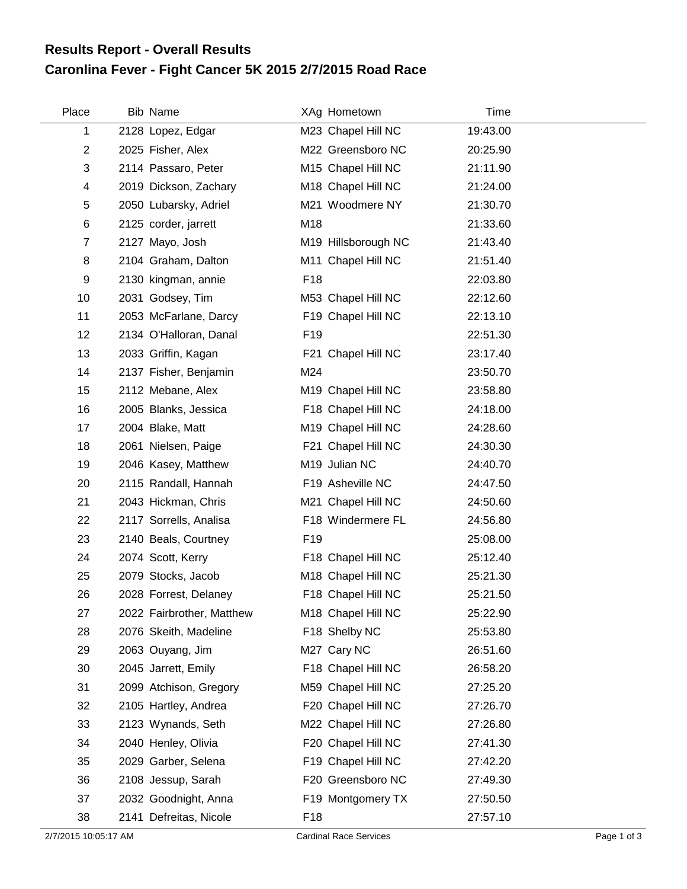# Results Report - Overall Results

## Caronlina Fever - Fight Cancer 5K 2015 2/7/2015 Road Race

| Place | Bib | Name | XAg | Hometown | Time |
|---|---|---|---|---|---|
| 1 | 2128 | Lopez, Edgar | M23 | Chapel Hill NC | 19:43.00 |
| 2 | 2025 | Fisher, Alex | M22 | Greensboro NC | 20:25.90 |
| 3 | 2114 | Passaro, Peter | M15 | Chapel Hill NC | 21:11.90 |
| 4 | 2019 | Dickson, Zachary | M18 | Chapel Hill NC | 21:24.00 |
| 5 | 2050 | Lubarsky, Adriel | M21 | Woodmere NY | 21:30.70 |
| 6 | 2125 | corder, jarrett | M18 | | 21:33.60 |
| 7 | 2127 | Mayo, Josh | M19 | Hillsborough NC | 21:43.40 |
| 8 | 2104 | Graham, Dalton | M11 | Chapel Hill NC | 21:51.40 |
| 9 | 2130 | kingman, annie | F18 | | 22:03.80 |
| 10 | 2031 | Godsey, Tim | M53 | Chapel Hill NC | 22:12.60 |
| 11 | 2053 | McFarlane, Darcy | F19 | Chapel Hill NC | 22:13.10 |
| 12 | 2134 | O'Halloran, Danal | F19 | | 22:51.30 |
| 13 | 2033 | Griffin, Kagan | F21 | Chapel Hill NC | 23:17.40 |
| 14 | 2137 | Fisher, Benjamin | M24 | | 23:50.70 |
| 15 | 2112 | Mebane, Alex | M19 | Chapel Hill NC | 23:58.80 |
| 16 | 2005 | Blanks, Jessica | F18 | Chapel Hill NC | 24:18.00 |
| 17 | 2004 | Blake, Matt | M19 | Chapel Hill NC | 24:28.60 |
| 18 | 2061 | Nielsen, Paige | F21 | Chapel Hill NC | 24:30.30 |
| 19 | 2046 | Kasey, Matthew | M19 | Julian NC | 24:40.70 |
| 20 | 2115 | Randall, Hannah | F19 | Asheville NC | 24:47.50 |
| 21 | 2043 | Hickman, Chris | M21 | Chapel Hill NC | 24:50.60 |
| 22 | 2117 | Sorrells, Analisa | F18 | Windermere FL | 24:56.80 |
| 23 | 2140 | Beals, Courtney | F19 | | 25:08.00 |
| 24 | 2074 | Scott, Kerry | F18 | Chapel Hill NC | 25:12.40 |
| 25 | 2079 | Stocks, Jacob | M18 | Chapel Hill NC | 25:21.30 |
| 26 | 2028 | Forrest, Delaney | F18 | Chapel Hill NC | 25:21.50 |
| 27 | 2022 | Fairbrother, Matthew | M18 | Chapel Hill NC | 25:22.90 |
| 28 | 2076 | Skeith, Madeline | F18 | Shelby NC | 25:53.80 |
| 29 | 2063 | Ouyang, Jim | M27 | Cary NC | 26:51.60 |
| 30 | 2045 | Jarrett, Emily | F18 | Chapel Hill NC | 26:58.20 |
| 31 | 2099 | Atchison, Gregory | M59 | Chapel Hill NC | 27:25.20 |
| 32 | 2105 | Hartley, Andrea | F20 | Chapel Hill NC | 27:26.70 |
| 33 | 2123 | Wynands, Seth | M22 | Chapel Hill NC | 27:26.80 |
| 34 | 2040 | Henley, Olivia | F20 | Chapel Hill NC | 27:41.30 |
| 35 | 2029 | Garber, Selena | F19 | Chapel Hill NC | 27:42.20 |
| 36 | 2108 | Jessup, Sarah | F20 | Greensboro NC | 27:49.30 |
| 37 | 2032 | Goodnight, Anna | F19 | Montgomery TX | 27:50.50 |
| 38 | 2141 | Defreitas, Nicole | F18 | | 27:57.10 |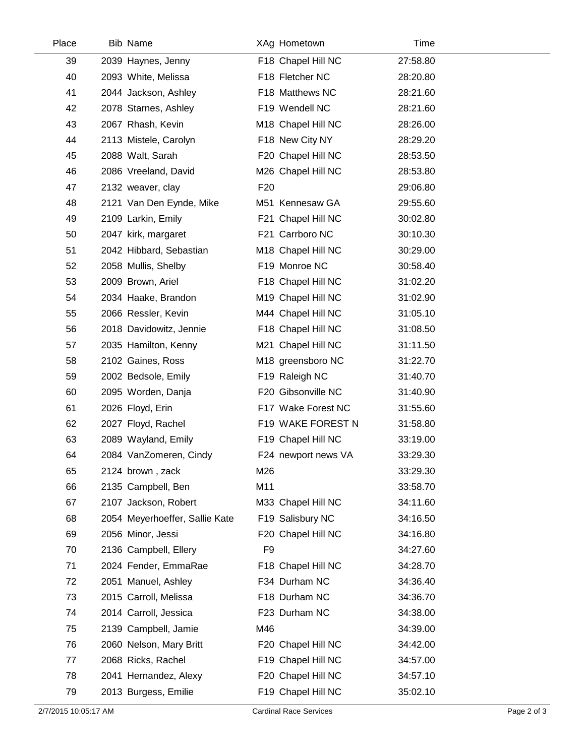| Place | Bib | Name | XAg | Hometown | Time |
|---|---|---|---|---|---|
| 39 | 2039 | Haynes, Jenny | F18 | Chapel Hill NC | 27:58.80 |
| 40 | 2093 | White, Melissa | F18 | Fletcher NC | 28:20.80 |
| 41 | 2044 | Jackson, Ashley | F18 | Matthews NC | 28:21.60 |
| 42 | 2078 | Starnes, Ashley | F19 | Wendell NC | 28:21.60 |
| 43 | 2067 | Rhash, Kevin | M18 | Chapel Hill NC | 28:26.00 |
| 44 | 2113 | Mistele, Carolyn | F18 | New City NY | 28:29.20 |
| 45 | 2088 | Walt, Sarah | F20 | Chapel Hill NC | 28:53.50 |
| 46 | 2086 | Vreeland, David | M26 | Chapel Hill NC | 28:53.80 |
| 47 | 2132 | weaver, clay | F20 | | 29:06.80 |
| 48 | 2121 | Van Den Eynde, Mike | M51 | Kennesaw GA | 29:55.60 |
| 49 | 2109 | Larkin, Emily | F21 | Chapel Hill NC | 30:02.80 |
| 50 | 2047 | kirk, margaret | F21 | Carrboro NC | 30:10.30 |
| 51 | 2042 | Hibbard, Sebastian | M18 | Chapel Hill NC | 30:29.00 |
| 52 | 2058 | Mullis, Shelby | F19 | Monroe NC | 30:58.40 |
| 53 | 2009 | Brown, Ariel | F18 | Chapel Hill NC | 31:02.20 |
| 54 | 2034 | Haake, Brandon | M19 | Chapel Hill NC | 31:02.90 |
| 55 | 2066 | Ressler, Kevin | M44 | Chapel Hill NC | 31:05.10 |
| 56 | 2018 | Davidowitz, Jennie | F18 | Chapel Hill NC | 31:08.50 |
| 57 | 2035 | Hamilton, Kenny | M21 | Chapel Hill NC | 31:11.50 |
| 58 | 2102 | Gaines, Ross | M18 | greensboro NC | 31:22.70 |
| 59 | 2002 | Bedsole, Emily | F19 | Raleigh NC | 31:40.70 |
| 60 | 2095 | Worden, Danja | F20 | Gibsonville NC | 31:40.90 |
| 61 | 2026 | Floyd, Erin | F17 | Wake Forest NC | 31:55.60 |
| 62 | 2027 | Floyd, Rachel | F19 | WAKE FOREST N | 31:58.80 |
| 63 | 2089 | Wayland, Emily | F19 | Chapel Hill NC | 33:19.00 |
| 64 | 2084 | VanZomeren, Cindy | F24 | newport news VA | 33:29.30 |
| 65 | 2124 | brown , zack | M26 | | 33:29.30 |
| 66 | 2135 | Campbell, Ben | M11 | | 33:58.70 |
| 67 | 2107 | Jackson, Robert | M33 | Chapel Hill NC | 34:11.60 |
| 68 | 2054 | Meyerhoeffer, Sallie Kate | F19 | Salisbury NC | 34:16.50 |
| 69 | 2056 | Minor, Jessi | F20 | Chapel Hill NC | 34:16.80 |
| 70 | 2136 | Campbell, Ellery | F9 | | 34:27.60 |
| 71 | 2024 | Fender, EmmaRae | F18 | Chapel Hill NC | 34:28.70 |
| 72 | 2051 | Manuel, Ashley | F34 | Durham NC | 34:36.40 |
| 73 | 2015 | Carroll, Melissa | F18 | Durham NC | 34:36.70 |
| 74 | 2014 | Carroll, Jessica | F23 | Durham NC | 34:38.00 |
| 75 | 2139 | Campbell, Jamie | M46 | | 34:39.00 |
| 76 | 2060 | Nelson, Mary Britt | F20 | Chapel Hill NC | 34:42.00 |
| 77 | 2068 | Ricks, Rachel | F19 | Chapel Hill NC | 34:57.00 |
| 78 | 2041 | Hernandez, Alexy | F20 | Chapel Hill NC | 34:57.10 |
| 79 | 2013 | Burgess, Emilie | F19 | Chapel Hill NC | 35:02.10 |

2/7/2015 10:05:17 AM Cardinal Race Services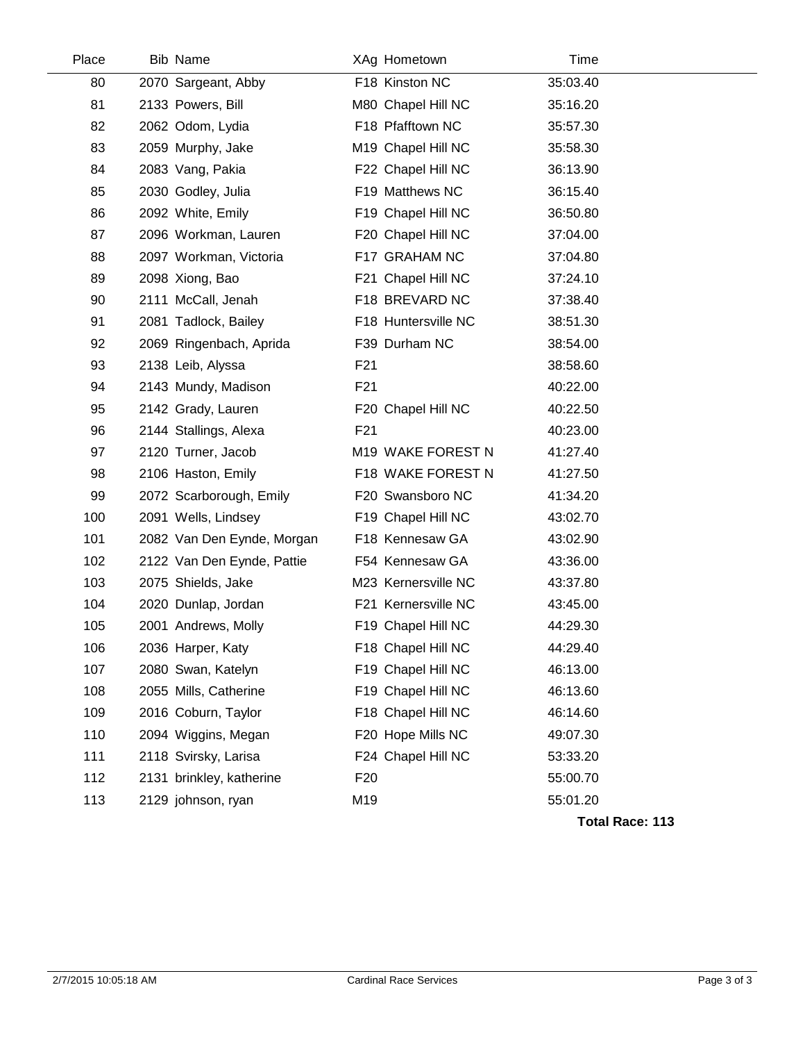| Place | Bib | Name | XAg | Hometown | Time |
|---|---|---|---|---|---|
| 80 | 2070 | Sargeant, Abby | F18 | Kinston NC | 35:03.40 |
| 81 | 2133 | Powers, Bill | M80 | Chapel Hill NC | 35:16.20 |
| 82 | 2062 | Odom, Lydia | F18 | Pfafftown NC | 35:57.30 |
| 83 | 2059 | Murphy, Jake | M19 | Chapel Hill NC | 35:58.30 |
| 84 | 2083 | Vang, Pakia | F22 | Chapel Hill NC | 36:13.90 |
| 85 | 2030 | Godley, Julia | F19 | Matthews NC | 36:15.40 |
| 86 | 2092 | White, Emily | F19 | Chapel Hill NC | 36:50.80 |
| 87 | 2096 | Workman, Lauren | F20 | Chapel Hill NC | 37:04.00 |
| 88 | 2097 | Workman, Victoria | F17 | GRAHAM NC | 37:04.80 |
| 89 | 2098 | Xiong, Bao | F21 | Chapel Hill NC | 37:24.10 |
| 90 | 2111 | McCall, Jenah | F18 | BREVARD NC | 37:38.40 |
| 91 | 2081 | Tadlock, Bailey | F18 | Huntersville NC | 38:51.30 |
| 92 | 2069 | Ringenbach, Aprida | F39 | Durham NC | 38:54.00 |
| 93 | 2138 | Leib, Alyssa | F21 | | 38:58.60 |
| 94 | 2143 | Mundy, Madison | F21 | | 40:22.00 |
| 95 | 2142 | Grady, Lauren | F20 | Chapel Hill NC | 40:22.50 |
| 96 | 2144 | Stallings, Alexa | F21 | | 40:23.00 |
| 97 | 2120 | Turner, Jacob | M19 | WAKE FOREST N | 41:27.40 |
| 98 | 2106 | Haston, Emily | F18 | WAKE FOREST N | 41:27.50 |
| 99 | 2072 | Scarborough, Emily | F20 | Swansboro NC | 41:34.20 |
| 100 | 2091 | Wells, Lindsey | F19 | Chapel Hill NC | 43:02.70 |
| 101 | 2082 | Van Den Eynde, Morgan | F18 | Kennesaw GA | 43:02.90 |
| 102 | 2122 | Van Den Eynde, Pattie | F54 | Kennesaw GA | 43:36.00 |
| 103 | 2075 | Shields, Jake | M23 | Kernersville NC | 43:37.80 |
| 104 | 2020 | Dunlap, Jordan | F21 | Kernersville NC | 43:45.00 |
| 105 | 2001 | Andrews, Molly | F19 | Chapel Hill NC | 44:29.30 |
| 106 | 2036 | Harper, Katy | F18 | Chapel Hill NC | 44:29.40 |
| 107 | 2080 | Swan, Katelyn | F19 | Chapel Hill NC | 46:13.00 |
| 108 | 2055 | Mills, Catherine | F19 | Chapel Hill NC | 46:13.60 |
| 109 | 2016 | Coburn, Taylor | F18 | Chapel Hill NC | 46:14.60 |
| 110 | 2094 | Wiggins, Megan | F20 | Hope Mills NC | 49:07.30 |
| 111 | 2118 | Svirsky, Larisa | F24 | Chapel Hill NC | 53:33.20 |
| 112 | 2131 | brinkley, katherine | F20 | | 55:00.70 |
| 113 | 2129 | johnson, ryan | M19 | | 55:01.20 |

**Total Race: 113**